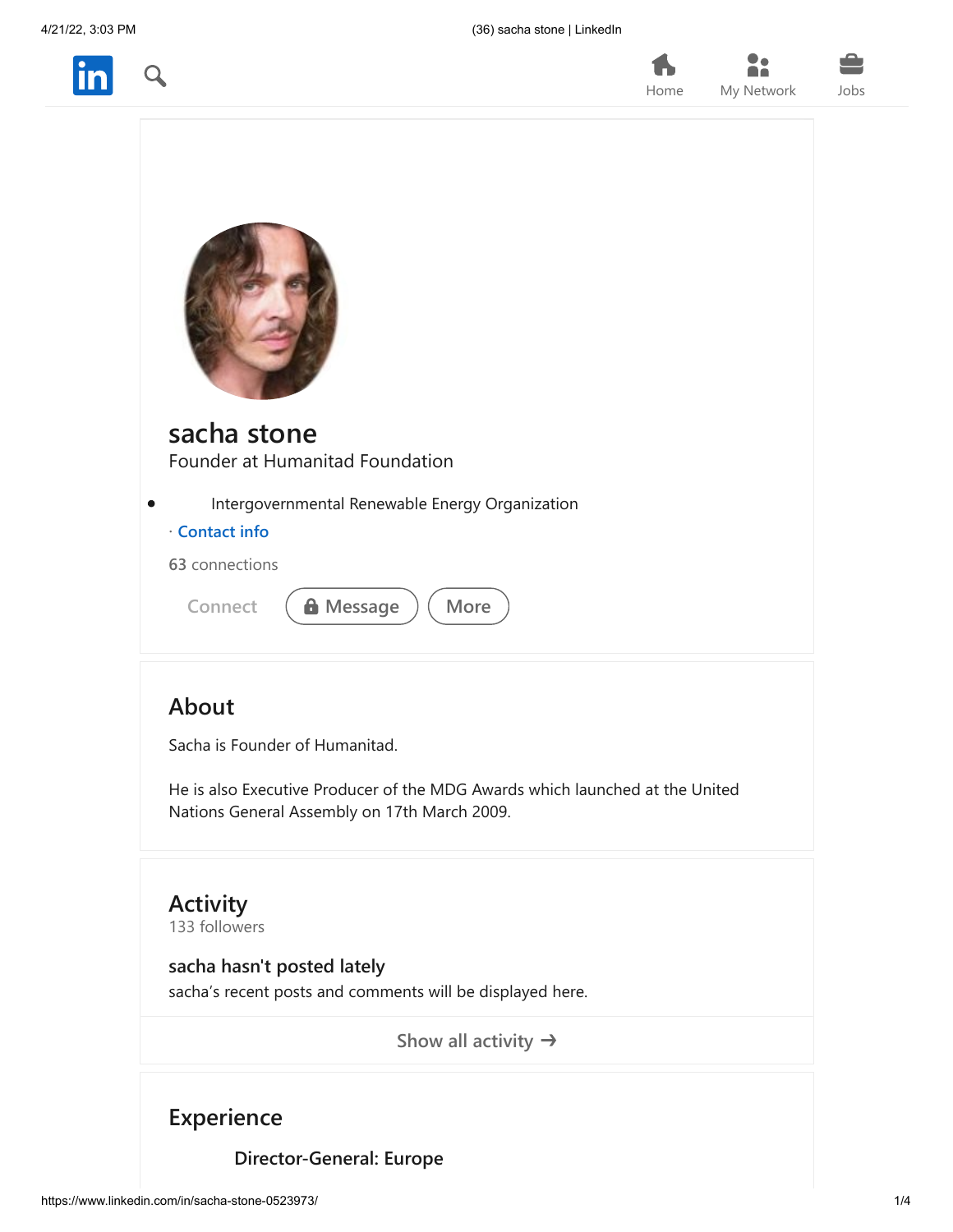Home My Network Jobs

# sacha stone

Founder at Humanitad Foundation

- Intergovernmental Renewable Energy Organization

· Contact info

63 connections

Connect Message More

## About

Sacha is Founder of Humanitad.

He is also Executive Producer of the MDG Awards which launched at the United Nations General Assembly on 17th March 2009.

## Activity

133 followers

**sacha hasn't posted lately**

sacha's recent posts and comments will be displayed here.

Show all activity →

## Experience

**Director-General: Europe**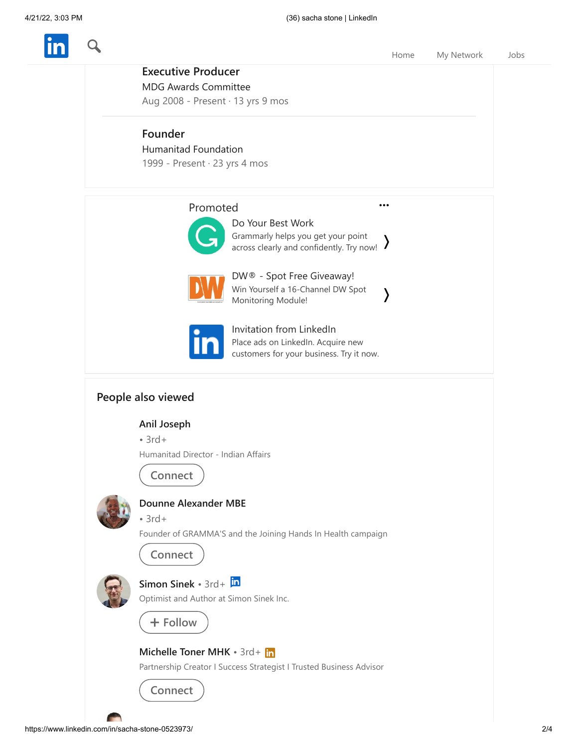### Executive Producer

MDG Awards Committee

Aug 2008 - Present · 13 yrs 9 mos

### Founder

Humanitad Foundation

1999 - Present · 23 yrs 4 mos

## Promoted

**Do Your Best Work**

Grammarly helps you get your point across clearly and confidently. Try now!

**DW® - Spot Free Giveaway!**

Win Yourself a 16-Channel DW Spot Monitoring Module!

**Invitation from LinkedIn**

Place ads on LinkedIn. Acquire new customers for your business. Try it now.

## People also viewed

**Anil Joseph**
• 3rd+
Humanitad Director - Indian Affairs
Connect

**Dounne Alexander MBE**
• 3rd+
Founder of GRAMMA'S and the Joining Hands In Health campaign
Connect

**Simon Sinek** • 3rd+
Optimist and Author at Simon Sinek Inc.
+ Follow

**Michelle Toner MHK** • 3rd+
Partnership Creator I Success Strategist I Trusted Business Advisor
Connect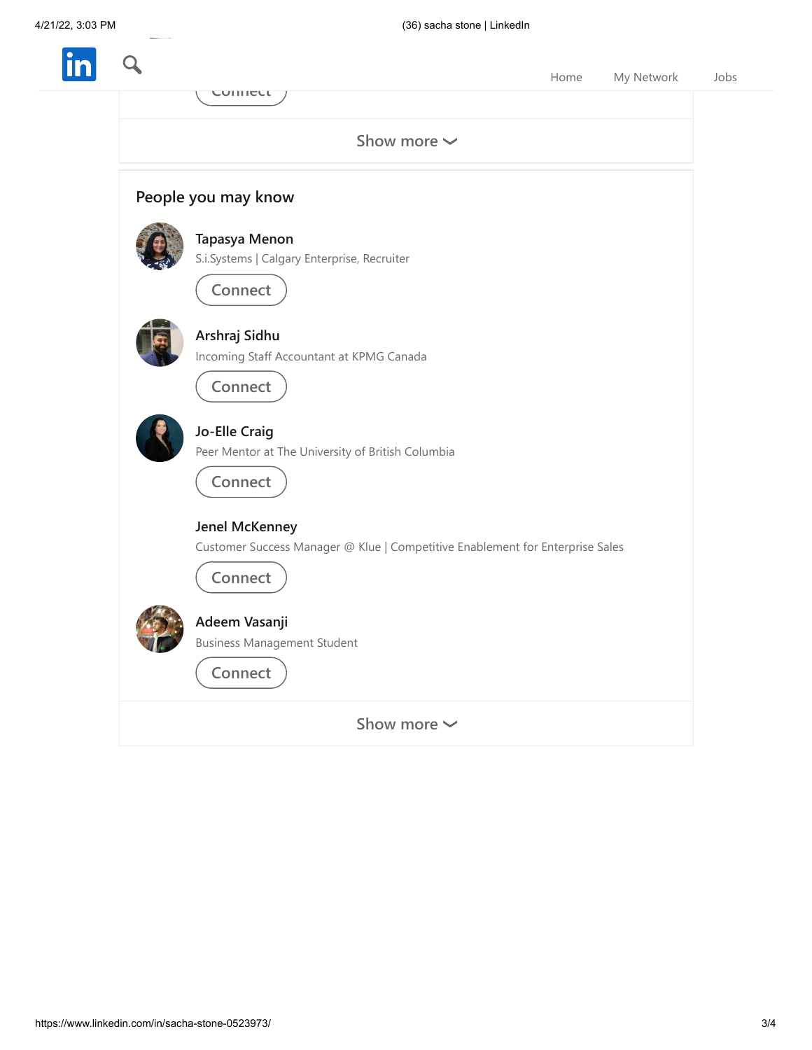Connect

Show more

## People you may know

**Tapasya Menon**

S.i.Systems | Calgary Enterprise, Recruiter

Connect

**Arshraj Sidhu**

Incoming Staff Accountant at KPMG Canada

Connect

**Jo-Elle Craig**

Peer Mentor at The University of British Columbia

Connect

**Jenel McKenney**

Customer Success Manager @ Klue | Competitive Enablement for Enterprise Sales

Connect

**Adeem Vasanji**

Business Management Student

Connect

Show more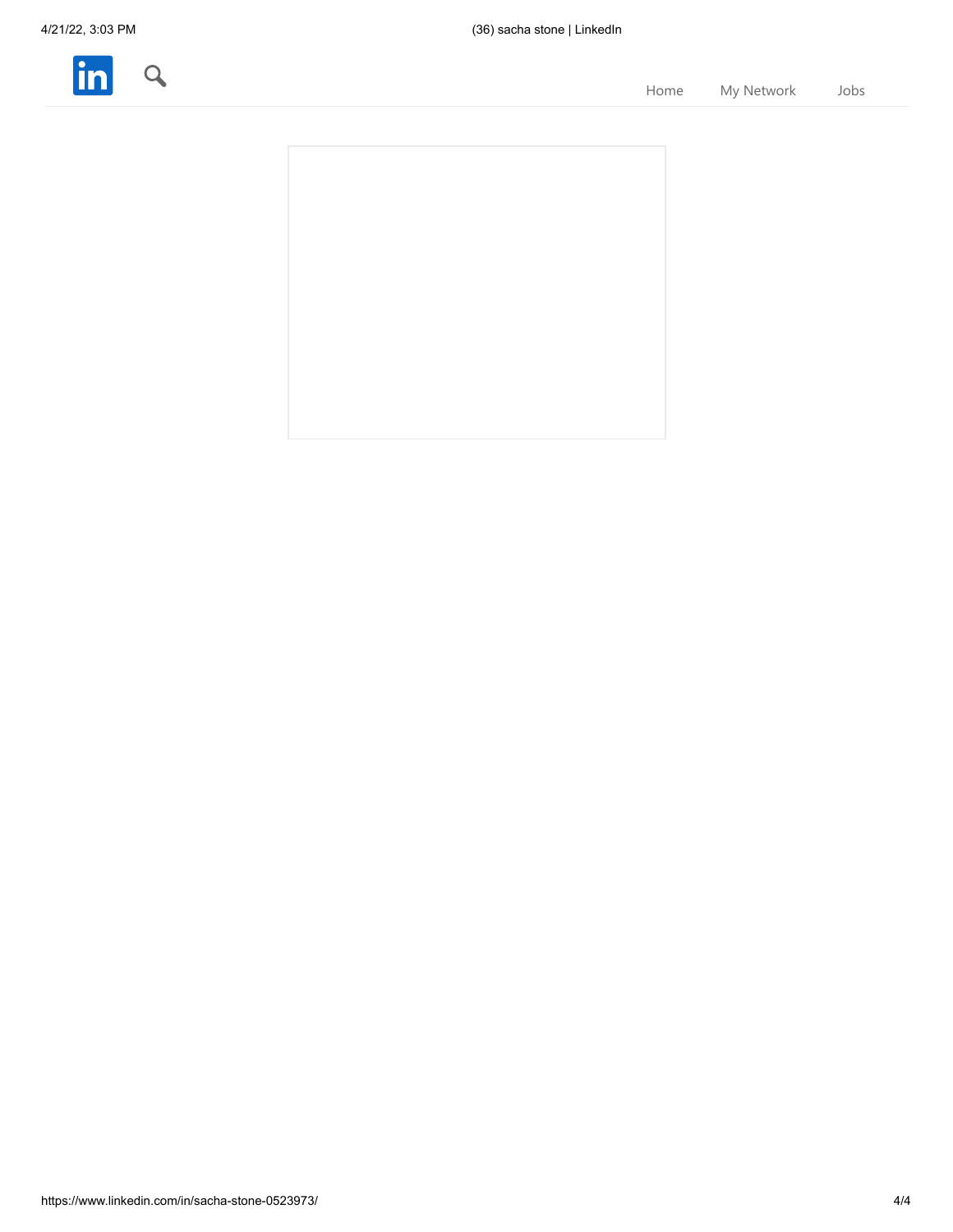Home My Network Jobs